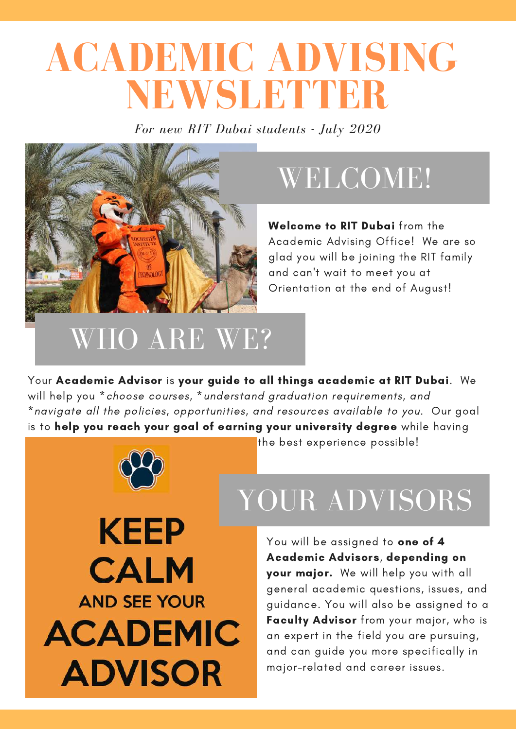# ACADEMIC ADVISING NEWSLETTER

*For new RIT Dubai students - July 2020*

## WELCOME!

**Welcome to RIT Dubai** from the Academic Advising Office! We are so glad you will be joining the RIT family and can't wait to meet you at Orientation at the end of August!

## WHO ARE WE?

Your **Academic Advisor** is **your guide to all things academic at RIT Dubai**. We will help you *\*choose courses, \*understand graduation requirements, and \*navigate all the policies, opportunities, and resources available to you.* Our goal is to **help you reach your goal of earning your university degree** while having the best experience possible!

KEEP CALM AND SEE YOUR ACADEMIC ADVISOR

## YOUR ADVISORS

You will be assigned to **one of 4 Academic Advisors**, **depending on your major.** We will help you with all general academic questions, issues, and guidance. You will also be assigned to a **Faculty Advisor** from your major, who is an expert in the field you are pursuing, and can guide you more specifically in major-related and career issues.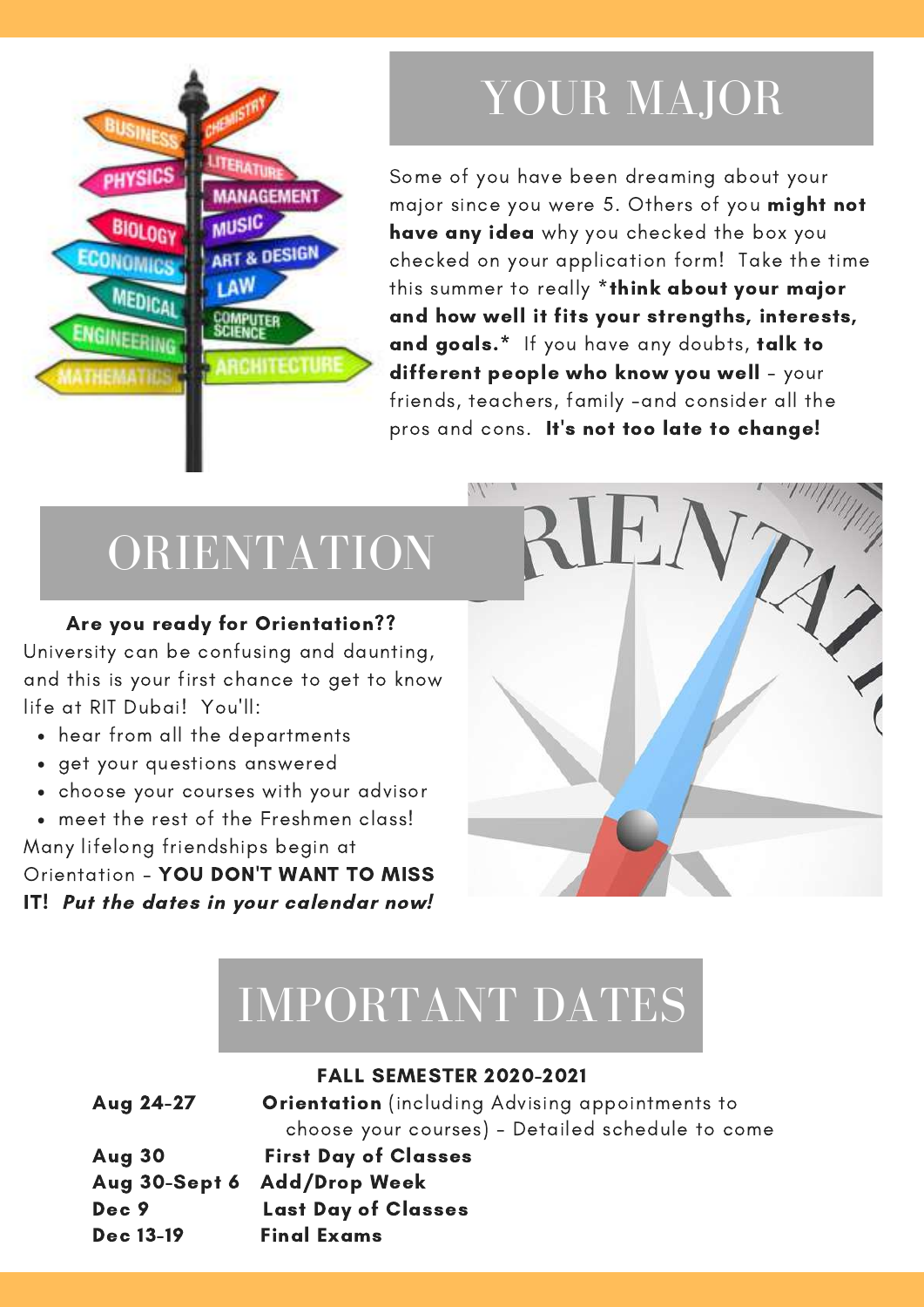# YOUR MAJOR

Some of you have been dreaming about your major since you were 5. Others of you **might not have any idea** why you checked the box you checked on your application form! Take the time this summer to really ***think about your major and how well it fits your strengths, interests, and goals.*** If you have any doubts, **talk to different people who know you well** - your friends, teachers, family -and consider all the pros and cons. **It's not too late to change!**

# ORIENTATION

**Are you ready for Orientation??**

University can be confusing and daunting, and this is your first chance to get to know life at RIT Dubai! You'll:

- hear from all the departments
- get your questions answered
- choose your courses with your advisor
- meet the rest of the Freshmen class!

Many lifelong friendships begin at Orientation - **YOU DON'T WANT TO MISS IT!** ***Put the dates in your calendar now!***

# IMPORTANT DATES

**FALL SEMESTER 2020-2021**

| | |
|---|---|
| **Aug 24-27** | **Orientation** (including Advising appointments to choose your courses) - Detailed schedule to come |
| **Aug 30** | **First Day of Classes** |
| **Aug 30-Sept 6** | **Add/Drop Week** |
| **Dec 9** | **Last Day of Classes** |
| **Dec 13-19** | **Final Exams** |